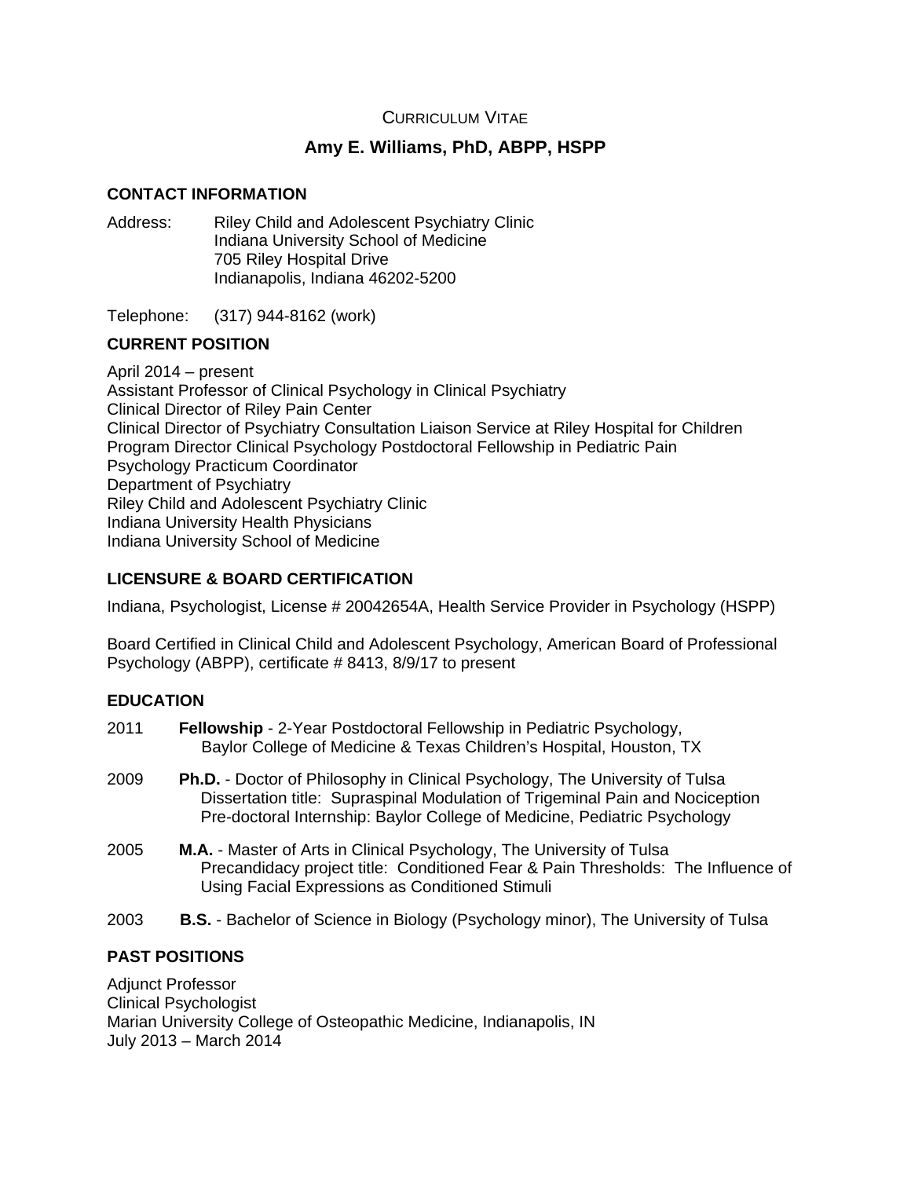CURRICULUM VITAE

# Amy E. Williams, PhD, ABPP, HSPP

## CONTACT INFORMATION

Address: Riley Child and Adolescent Psychiatry Clinic
Indiana University School of Medicine
705 Riley Hospital Drive
Indianapolis, Indiana 46202-5200

Telephone: (317) 944-8162 (work)

## CURRENT POSITION

April 2014 – present
Assistant Professor of Clinical Psychology in Clinical Psychiatry
Clinical Director of Riley Pain Center
Clinical Director of Psychiatry Consultation Liaison Service at Riley Hospital for Children
Program Director Clinical Psychology Postdoctoral Fellowship in Pediatric Pain
Psychology Practicum Coordinator
Department of Psychiatry
Riley Child and Adolescent Psychiatry Clinic
Indiana University Health Physicians
Indiana University School of Medicine

## LICENSURE & BOARD CERTIFICATION

Indiana, Psychologist, License # 20042654A, Health Service Provider in Psychology (HSPP)

Board Certified in Clinical Child and Adolescent Psychology, American Board of Professional Psychology (ABPP), certificate # 8413, 8/9/17 to present

## EDUCATION

2011 **Fellowship** - 2-Year Postdoctoral Fellowship in Pediatric Psychology,
Baylor College of Medicine & Texas Children's Hospital, Houston, TX

2009 **Ph.D.** - Doctor of Philosophy in Clinical Psychology, The University of Tulsa
Dissertation title: Supraspinal Modulation of Trigeminal Pain and Nociception
Pre-doctoral Internship: Baylor College of Medicine, Pediatric Psychology

2005 **M.A.** - Master of Arts in Clinical Psychology, The University of Tulsa
Precandidacy project title: Conditioned Fear & Pain Thresholds: The Influence of Using Facial Expressions as Conditioned Stimuli

2003 **B.S.** - Bachelor of Science in Biology (Psychology minor), The University of Tulsa

## PAST POSITIONS

Adjunct Professor
Clinical Psychologist
Marian University College of Osteopathic Medicine, Indianapolis, IN
July 2013 – March 2014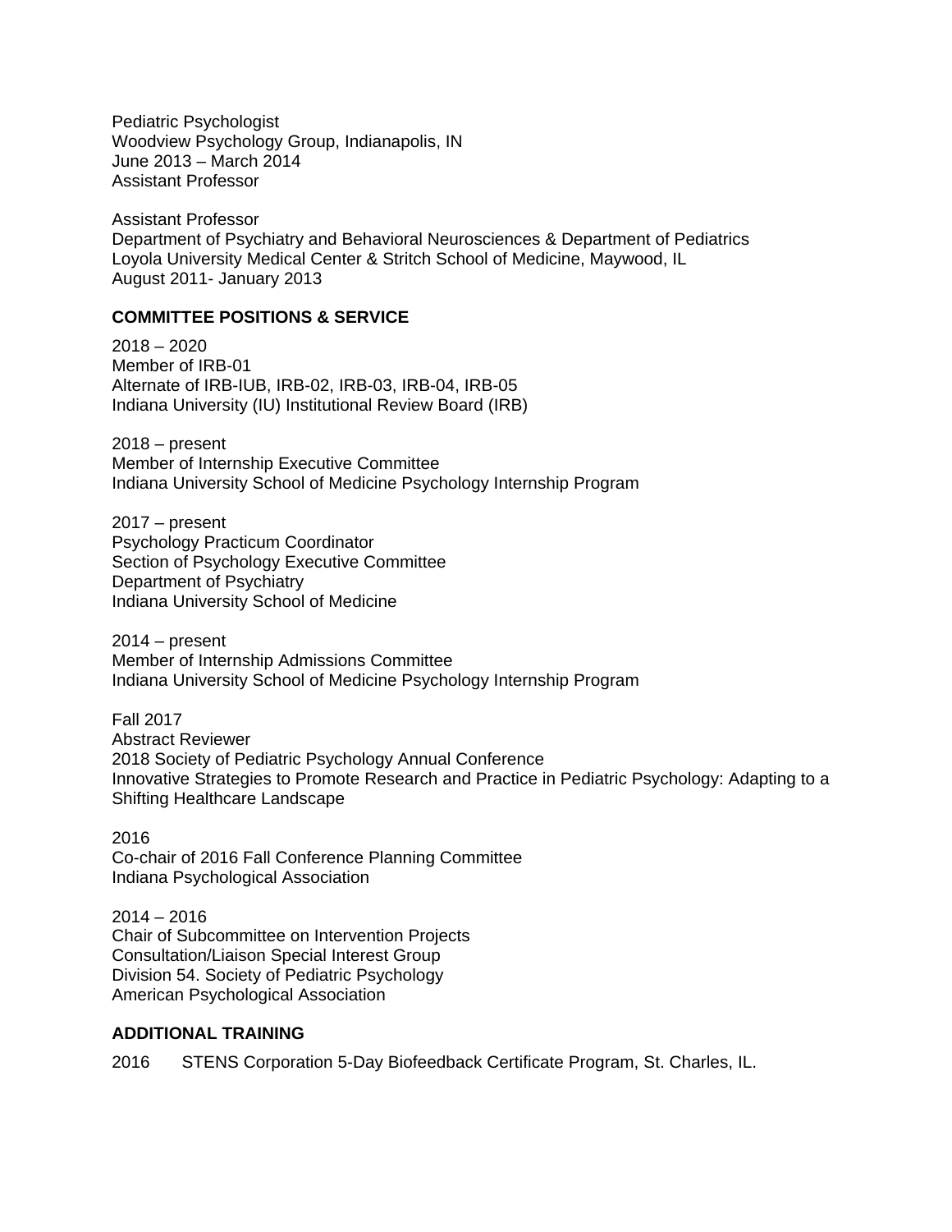Pediatric Psychologist
Woodview Psychology Group, Indianapolis, IN
June 2013 – March 2014
Assistant Professor

Assistant Professor
Department of Psychiatry and Behavioral Neurosciences & Department of Pediatrics
Loyola University Medical Center & Stritch School of Medicine, Maywood, IL
August 2011- January 2013

**COMMITTEE POSITIONS & SERVICE**

2018 – 2020
Member of IRB-01
Alternate of IRB-IUB, IRB-02, IRB-03, IRB-04, IRB-05
Indiana University (IU) Institutional Review Board (IRB)

2018 – present
Member of Internship Executive Committee
Indiana University School of Medicine Psychology Internship Program

2017 – present
Psychology Practicum Coordinator
Section of Psychology Executive Committee
Department of Psychiatry
Indiana University School of Medicine

2014 – present
Member of Internship Admissions Committee
Indiana University School of Medicine Psychology Internship Program

Fall 2017
Abstract Reviewer
2018 Society of Pediatric Psychology Annual Conference
Innovative Strategies to Promote Research and Practice in Pediatric Psychology: Adapting to a Shifting Healthcare Landscape

2016
Co-chair of 2016 Fall Conference Planning Committee
Indiana Psychological Association

2014 – 2016
Chair of Subcommittee on Intervention Projects
Consultation/Liaison Special Interest Group
Division 54. Society of Pediatric Psychology
American Psychological Association

**ADDITIONAL TRAINING**

2016 STENS Corporation 5-Day Biofeedback Certificate Program, St. Charles, IL.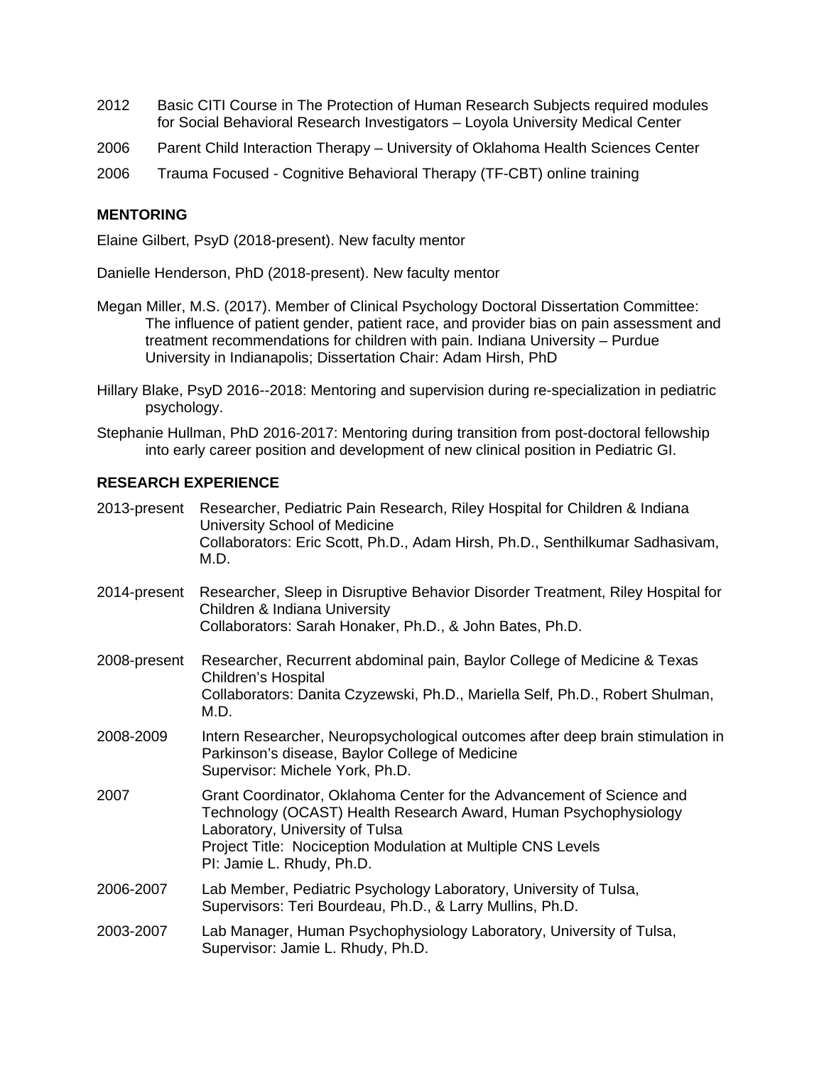2012 Basic CITI Course in The Protection of Human Research Subjects required modules for Social Behavioral Research Investigators – Loyola University Medical Center

2006 Parent Child Interaction Therapy – University of Oklahoma Health Sciences Center

2006 Trauma Focused - Cognitive Behavioral Therapy (TF-CBT) online training

## MENTORING

Elaine Gilbert, PsyD (2018-present). New faculty mentor

Danielle Henderson, PhD (2018-present). New faculty mentor

Megan Miller, M.S. (2017). Member of Clinical Psychology Doctoral Dissertation Committee: The influence of patient gender, patient race, and provider bias on pain assessment and treatment recommendations for children with pain. Indiana University – Purdue University in Indianapolis; Dissertation Chair: Adam Hirsh, PhD

Hillary Blake, PsyD 2016--2018: Mentoring and supervision during re-specialization in pediatric psychology.

Stephanie Hullman, PhD 2016-2017: Mentoring during transition from post-doctoral fellowship into early career position and development of new clinical position in Pediatric GI.

## RESEARCH EXPERIENCE

2013-present Researcher, Pediatric Pain Research, Riley Hospital for Children & Indiana University School of Medicine
Collaborators: Eric Scott, Ph.D., Adam Hirsh, Ph.D., Senthilkumar Sadhasivam, M.D.

2014-present Researcher, Sleep in Disruptive Behavior Disorder Treatment, Riley Hospital for Children & Indiana University
Collaborators: Sarah Honaker, Ph.D., & John Bates, Ph.D.

2008-present Researcher, Recurrent abdominal pain, Baylor College of Medicine & Texas Children's Hospital
Collaborators: Danita Czyzewski, Ph.D., Mariella Self, Ph.D., Robert Shulman, M.D.

2008-2009 Intern Researcher, Neuropsychological outcomes after deep brain stimulation in Parkinson's disease, Baylor College of Medicine
Supervisor: Michele York, Ph.D.

2007 Grant Coordinator, Oklahoma Center for the Advancement of Science and Technology (OCAST) Health Research Award, Human Psychophysiology Laboratory, University of Tulsa
Project Title: Nociception Modulation at Multiple CNS Levels
PI: Jamie L. Rhudy, Ph.D.

2006-2007 Lab Member, Pediatric Psychology Laboratory, University of Tulsa,
Supervisors: Teri Bourdeau, Ph.D., & Larry Mullins, Ph.D.

2003-2007 Lab Manager, Human Psychophysiology Laboratory, University of Tulsa,
Supervisor: Jamie L. Rhudy, Ph.D.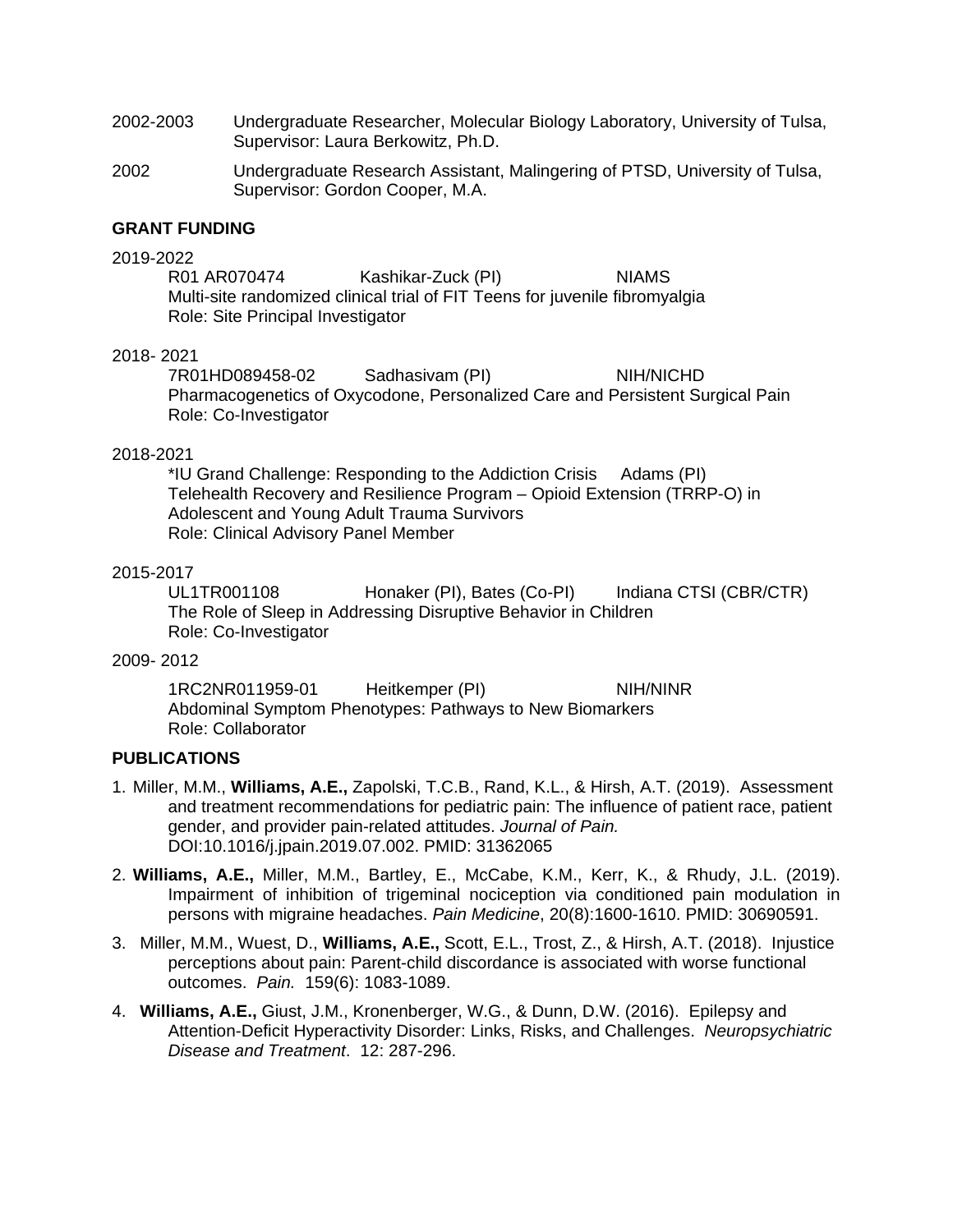2002-2003 Undergraduate Researcher, Molecular Biology Laboratory, University of Tulsa, Supervisor: Laura Berkowitz, Ph.D.

2002 Undergraduate Research Assistant, Malingering of PTSD, University of Tulsa, Supervisor: Gordon Cooper, M.A.

**GRANT FUNDING**

2019-2022

R01 AR070474 Kashikar-Zuck (PI) NIAMS
Multi-site randomized clinical trial of FIT Teens for juvenile fibromyalgia
Role: Site Principal Investigator

2018- 2021

7R01HD089458-02 Sadhasivam (PI) NIH/NICHD
Pharmacogenetics of Oxycodone, Personalized Care and Persistent Surgical Pain
Role: Co-Investigator

2018-2021

*IU Grand Challenge: Responding to the Addiction Crisis Adams (PI)
Telehealth Recovery and Resilience Program – Opioid Extension (TRRP-O) in Adolescent and Young Adult Trauma Survivors
Role: Clinical Advisory Panel Member

2015-2017

UL1TR001108 Honaker (PI), Bates (Co-PI) Indiana CTSI (CBR/CTR)
The Role of Sleep in Addressing Disruptive Behavior in Children
Role: Co-Investigator

2009- 2012

1RC2NR011959-01 Heitkemper (PI) NIH/NINR
Abdominal Symptom Phenotypes: Pathways to New Biomarkers
Role: Collaborator

**PUBLICATIONS**

1. Miller, M.M., **Williams, A.E.,** Zapolski, T.C.B., Rand, K.L., & Hirsh, A.T. (2019). Assessment and treatment recommendations for pediatric pain: The influence of patient race, patient gender, and provider pain-related attitudes. *Journal of Pain.* DOI:10.1016/j.jpain.2019.07.002. PMID: 31362065

2. **Williams, A.E.,** Miller, M.M., Bartley, E., McCabe, K.M., Kerr, K., & Rhudy, J.L. (2019). Impairment of inhibition of trigeminal nociception via conditioned pain modulation in persons with migraine headaches. *Pain Medicine*, 20(8):1600-1610. PMID: 30690591.

3. Miller, M.M., Wuest, D., **Williams, A.E.,** Scott, E.L., Trost, Z., & Hirsh, A.T. (2018). Injustice perceptions about pain: Parent-child discordance is associated with worse functional outcomes. *Pain.* 159(6): 1083-1089.

4. **Williams, A.E.,** Giust, J.M., Kronenberger, W.G., & Dunn, D.W. (2016). Epilepsy and Attention-Deficit Hyperactivity Disorder: Links, Risks, and Challenges. *Neuropsychiatric Disease and Treatment*. 12: 287-296.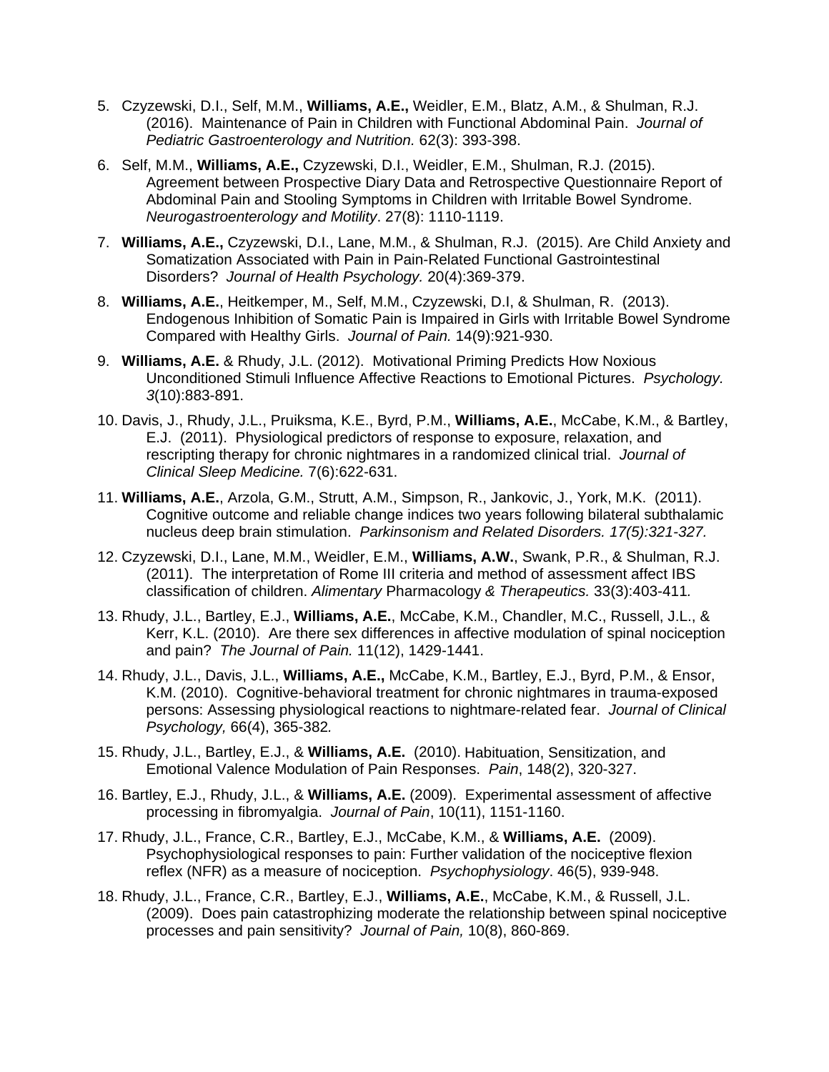5. Czyzewski, D.I., Self, M.M., **Williams, A.E.,** Weidler, E.M., Blatz, A.M., & Shulman, R.J. (2016). Maintenance of Pain in Children with Functional Abdominal Pain. *Journal of Pediatric Gastroenterology and Nutrition.* 62(3): 393-398.

6. Self, M.M., **Williams, A.E.,** Czyzewski, D.I., Weidler, E.M., Shulman, R.J. (2015). Agreement between Prospective Diary Data and Retrospective Questionnaire Report of Abdominal Pain and Stooling Symptoms in Children with Irritable Bowel Syndrome. *Neurogastroenterology and Motility*. 27(8): 1110-1119.

7. **Williams, A.E.,** Czyzewski, D.I., Lane, M.M., & Shulman, R.J. (2015). Are Child Anxiety and Somatization Associated with Pain in Pain-Related Functional Gastrointestinal Disorders? *Journal of Health Psychology.* 20(4):369-379.

8. **Williams, A.E.**, Heitkemper, M., Self, M.M., Czyzewski, D.I, & Shulman, R. (2013). Endogenous Inhibition of Somatic Pain is Impaired in Girls with Irritable Bowel Syndrome Compared with Healthy Girls. *Journal of Pain.* 14(9):921-930.

9. **Williams, A.E.** & Rhudy, J.L. (2012). Motivational Priming Predicts How Noxious Unconditioned Stimuli Influence Affective Reactions to Emotional Pictures. *Psychology. 3*(10):883-891.

10. Davis, J., Rhudy, J.L., Pruiksma, K.E., Byrd, P.M., **Williams, A.E.**, McCabe, K.M., & Bartley, E.J. (2011). Physiological predictors of response to exposure, relaxation, and rescripting therapy for chronic nightmares in a randomized clinical trial. *Journal of Clinical Sleep Medicine.* 7(6):622-631.

11. **Williams, A.E.**, Arzola, G.M., Strutt, A.M., Simpson, R., Jankovic, J., York, M.K. (2011). Cognitive outcome and reliable change indices two years following bilateral subthalamic nucleus deep brain stimulation. *Parkinsonism and Related Disorders. 17(5):321-327.*

12. Czyzewski, D.I., Lane, M.M., Weidler, E.M., **Williams, A.W.**, Swank, P.R., & Shulman, R.J. (2011). The interpretation of Rome III criteria and method of assessment affect IBS classification of children. *Alimentary* Pharmacology *& Therapeutics.* 33(3):403-411*.*

13. Rhudy, J.L., Bartley, E.J., **Williams, A.E.**, McCabe, K.M., Chandler, M.C., Russell, J.L., & Kerr, K.L. (2010). Are there sex differences in affective modulation of spinal nociception and pain? *The Journal of Pain.* 11(12), 1429-1441.

14. Rhudy, J.L., Davis, J.L., **Williams, A.E.,** McCabe, K.M., Bartley, E.J., Byrd, P.M., & Ensor, K.M. (2010). Cognitive-behavioral treatment for chronic nightmares in trauma-exposed persons: Assessing physiological reactions to nightmare-related fear. *Journal of Clinical Psychology,* 66(4), 365-382*.*

15. Rhudy, J.L., Bartley, E.J., & **Williams, A.E.** (2010). Habituation, Sensitization, and Emotional Valence Modulation of Pain Responses. *Pain*, 148(2), 320-327.

16. Bartley, E.J., Rhudy, J.L., & **Williams, A.E.** (2009). Experimental assessment of affective processing in fibromyalgia. *Journal of Pain*, 10(11), 1151-1160.

17. Rhudy, J.L., France, C.R., Bartley, E.J., McCabe, K.M., & **Williams, A.E.** (2009). Psychophysiological responses to pain: Further validation of the nociceptive flexion reflex (NFR) as a measure of nociception. *Psychophysiology*. 46(5), 939-948.

18. Rhudy, J.L., France, C.R., Bartley, E.J., **Williams, A.E.**, McCabe, K.M., & Russell, J.L. (2009). Does pain catastrophizing moderate the relationship between spinal nociceptive processes and pain sensitivity? *Journal of Pain,* 10(8), 860-869.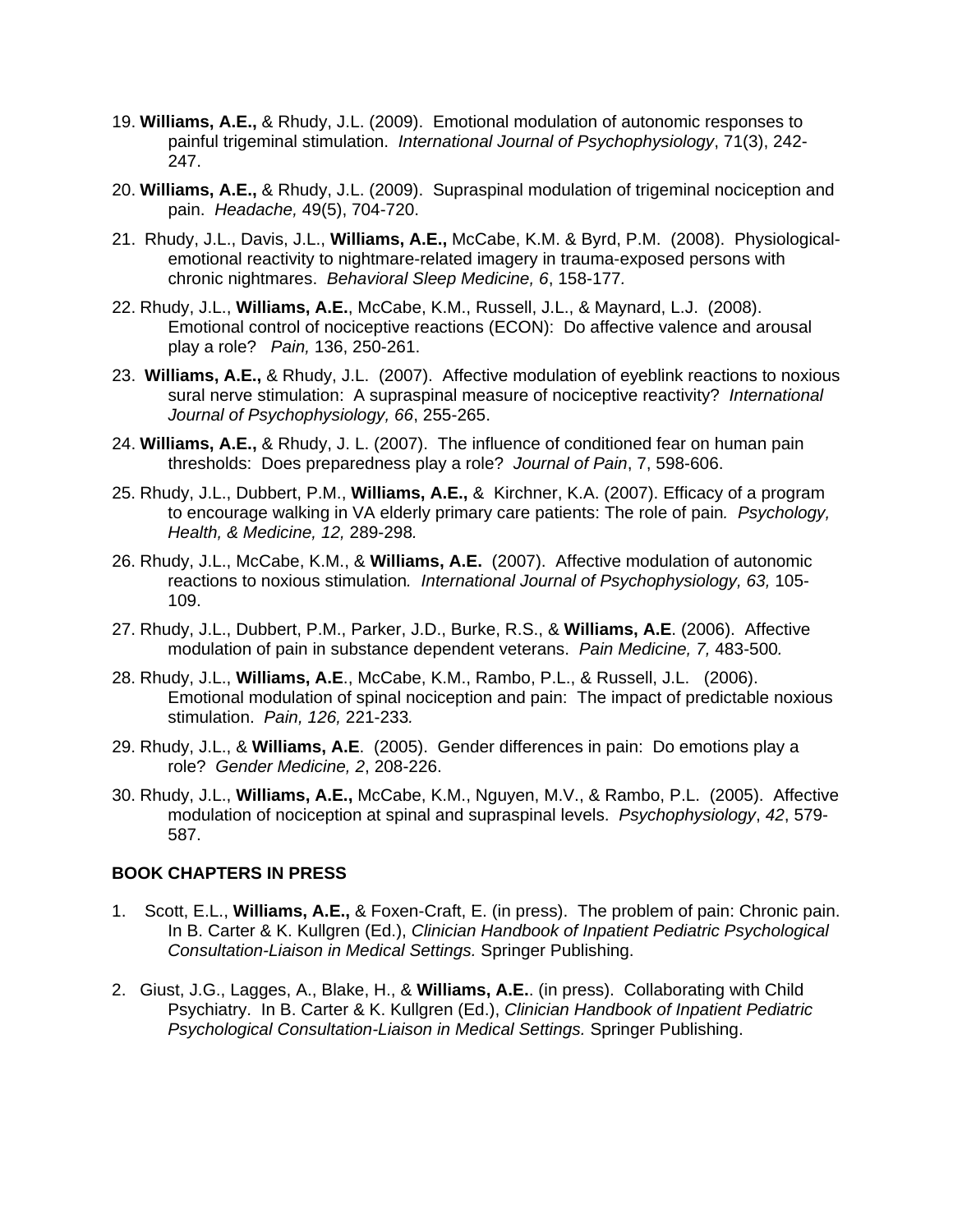19. **Williams, A.E.,** & Rhudy, J.L. (2009). Emotional modulation of autonomic responses to painful trigeminal stimulation. *International Journal of Psychophysiology*, 71(3), 242-247.

20. **Williams, A.E.,** & Rhudy, J.L. (2009). Supraspinal modulation of trigeminal nociception and pain. *Headache,* 49(5), 704-720.

21. Rhudy, J.L., Davis, J.L., **Williams, A.E.,** McCabe, K.M. & Byrd, P.M. (2008). Physiological-emotional reactivity to nightmare-related imagery in trauma-exposed persons with chronic nightmares. *Behavioral Sleep Medicine, 6*, 158-177*.*

22. Rhudy, J.L., **Williams, A.E.**, McCabe, K.M., Russell, J.L., & Maynard, L.J. (2008). Emotional control of nociceptive reactions (ECON): Do affective valence and arousal play a role? *Pain,* 136, 250-261.

23. **Williams, A.E.,** & Rhudy, J.L. (2007). Affective modulation of eyeblink reactions to noxious sural nerve stimulation: A supraspinal measure of nociceptive reactivity? *International Journal of Psychophysiology, 66*, 255-265.

24. **Williams, A.E.,** & Rhudy, J. L. (2007). The influence of conditioned fear on human pain thresholds: Does preparedness play a role? *Journal of Pain*, 7, 598-606.

25. Rhudy, J.L., Dubbert, P.M., **Williams, A.E.,** & Kirchner, K.A. (2007). Efficacy of a program to encourage walking in VA elderly primary care patients: The role of pain*. Psychology, Health, & Medicine, 12,* 289-298*.*

26. Rhudy, J.L., McCabe, K.M., & **Williams, A.E.** (2007). Affective modulation of autonomic reactions to noxious stimulation*. International Journal of Psychophysiology, 63,* 105-109.

27. Rhudy, J.L., Dubbert, P.M., Parker, J.D., Burke, R.S., & **Williams, A.E**. (2006). Affective modulation of pain in substance dependent veterans. *Pain Medicine, 7,* 483-500*.*

28. Rhudy, J.L., **Williams, A.E**., McCabe, K.M., Rambo, P.L., & Russell, J.L. (2006). Emotional modulation of spinal nociception and pain: The impact of predictable noxious stimulation. *Pain, 126,* 221-233*.*

29. Rhudy, J.L., & **Williams, A.E**. (2005). Gender differences in pain: Do emotions play a role? *Gender Medicine, 2*, 208-226.

30. Rhudy, J.L., **Williams, A.E.,** McCabe, K.M., Nguyen, M.V., & Rambo, P.L. (2005). Affective modulation of nociception at spinal and supraspinal levels. *Psychophysiology*, *42*, 579-587.

**BOOK CHAPTERS IN PRESS**

1. Scott, E.L., **Williams, A.E.,** & Foxen-Craft, E. (in press). The problem of pain: Chronic pain. In B. Carter & K. Kullgren (Ed.), *Clinician Handbook of Inpatient Pediatric Psychological Consultation-Liaison in Medical Settings.* Springer Publishing.

2. Giust, J.G., Lagges, A., Blake, H., & **Williams, A.E.**. (in press). Collaborating with Child Psychiatry. In B. Carter & K. Kullgren (Ed.), *Clinician Handbook of Inpatient Pediatric Psychological Consultation-Liaison in Medical Settings.* Springer Publishing.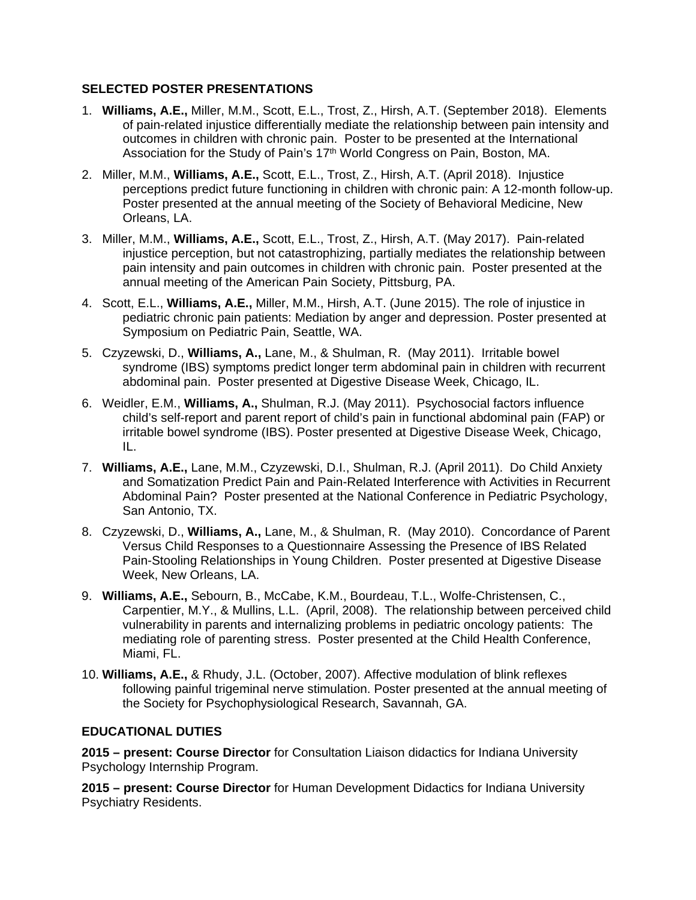### SELECTED POSTER PRESENTATIONS

1. **Williams, A.E.,** Miller, M.M., Scott, E.L., Trost, Z., Hirsh, A.T. (September 2018). Elements of pain-related injustice differentially mediate the relationship between pain intensity and outcomes in children with chronic pain. Poster to be presented at the International Association for the Study of Pain's 17th World Congress on Pain, Boston, MA.
2. Miller, M.M., **Williams, A.E.,** Scott, E.L., Trost, Z., Hirsh, A.T. (April 2018). Injustice perceptions predict future functioning in children with chronic pain: A 12-month follow-up. Poster presented at the annual meeting of the Society of Behavioral Medicine, New Orleans, LA.
3. Miller, M.M., **Williams, A.E.,** Scott, E.L., Trost, Z., Hirsh, A.T. (May 2017). Pain-related injustice perception, but not catastrophizing, partially mediates the relationship between pain intensity and pain outcomes in children with chronic pain. Poster presented at the annual meeting of the American Pain Society, Pittsburg, PA.
4. Scott, E.L., **Williams, A.E.,** Miller, M.M., Hirsh, A.T. (June 2015). The role of injustice in pediatric chronic pain patients: Mediation by anger and depression. Poster presented at Symposium on Pediatric Pain, Seattle, WA.
5. Czyzewski, D., **Williams, A.,** Lane, M., & Shulman, R. (May 2011). Irritable bowel syndrome (IBS) symptoms predict longer term abdominal pain in children with recurrent abdominal pain. Poster presented at Digestive Disease Week, Chicago, IL.
6. Weidler, E.M., **Williams, A.,** Shulman, R.J. (May 2011). Psychosocial factors influence child's self-report and parent report of child's pain in functional abdominal pain (FAP) or irritable bowel syndrome (IBS). Poster presented at Digestive Disease Week, Chicago, IL.
7. **Williams, A.E.,** Lane, M.M., Czyzewski, D.I., Shulman, R.J. (April 2011). Do Child Anxiety and Somatization Predict Pain and Pain-Related Interference with Activities in Recurrent Abdominal Pain? Poster presented at the National Conference in Pediatric Psychology, San Antonio, TX.
8. Czyzewski, D., **Williams, A.,** Lane, M., & Shulman, R. (May 2010). Concordance of Parent Versus Child Responses to a Questionnaire Assessing the Presence of IBS Related Pain-Stooling Relationships in Young Children. Poster presented at Digestive Disease Week, New Orleans, LA.
9. **Williams, A.E.,** Sebourn, B., McCabe, K.M., Bourdeau, T.L., Wolfe-Christensen, C., Carpentier, M.Y., & Mullins, L.L. (April, 2008). The relationship between perceived child vulnerability in parents and internalizing problems in pediatric oncology patients: The mediating role of parenting stress. Poster presented at the Child Health Conference, Miami, FL.
10. **Williams, A.E.,** & Rhudy, J.L. (October, 2007). Affective modulation of blink reflexes following painful trigeminal nerve stimulation. Poster presented at the annual meeting of the Society for Psychophysiological Research, Savannah, GA.

### EDUCATIONAL DUTIES

**2015 – present: Course Director** for Consultation Liaison didactics for Indiana University Psychology Internship Program.

**2015 – present: Course Director** for Human Development Didactics for Indiana University Psychiatry Residents.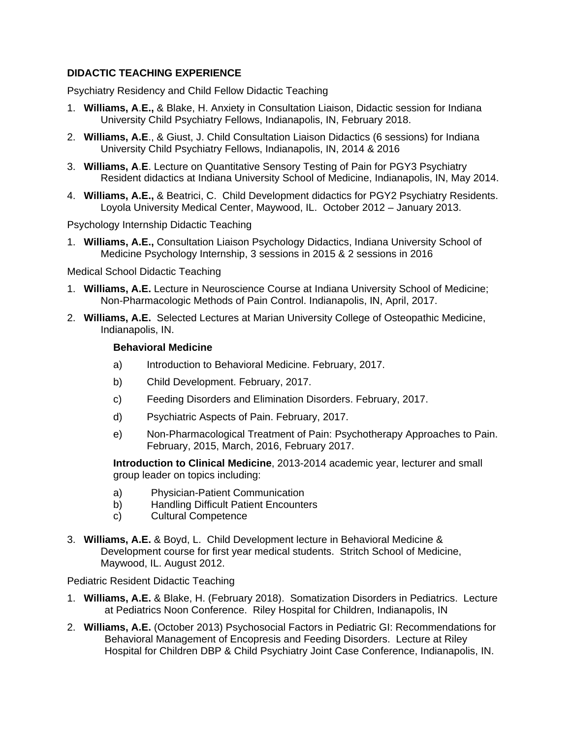## DIDACTIC TEACHING EXPERIENCE

Psychiatry Residency and Child Fellow Didactic Teaching

1. **Williams, A.E.,** & Blake, H. Anxiety in Consultation Liaison, Didactic session for Indiana University Child Psychiatry Fellows, Indianapolis, IN, February 2018.
2. **Williams, A.E**., & Giust, J. Child Consultation Liaison Didactics (6 sessions) for Indiana University Child Psychiatry Fellows, Indianapolis, IN, 2014 & 2016
3. **Williams, A.E**. Lecture on Quantitative Sensory Testing of Pain for PGY3 Psychiatry Resident didactics at Indiana University School of Medicine, Indianapolis, IN, May 2014.
4. **Williams, A.E.,** & Beatrici, C. Child Development didactics for PGY2 Psychiatry Residents. Loyola University Medical Center, Maywood, IL. October 2012 – January 2013.

Psychology Internship Didactic Teaching

1. **Williams, A.E.,** Consultation Liaison Psychology Didactics, Indiana University School of Medicine Psychology Internship, 3 sessions in 2015 & 2 sessions in 2016

Medical School Didactic Teaching

1. **Williams, A.E.** Lecture in Neuroscience Course at Indiana University School of Medicine; Non-Pharmacologic Methods of Pain Control. Indianapolis, IN, April, 2017.
2. **Williams, A.E.** Selected Lectures at Marian University College of Osteopathic Medicine, Indianapolis, IN.

   **Behavioral Medicine**

   a) Introduction to Behavioral Medicine. February, 2017.
   b) Child Development. February, 2017.
   c) Feeding Disorders and Elimination Disorders. February, 2017.
   d) Psychiatric Aspects of Pain. February, 2017.
   e) Non-Pharmacological Treatment of Pain: Psychotherapy Approaches to Pain. February, 2015, March, 2016, February 2017.

   **Introduction to Clinical Medicine**, 2013-2014 academic year, lecturer and small group leader on topics including:

   a) Physician-Patient Communication
   b) Handling Difficult Patient Encounters
   c) Cultural Competence

3. **Williams, A.E.** & Boyd, L. Child Development lecture in Behavioral Medicine & Development course for first year medical students. Stritch School of Medicine, Maywood, IL. August 2012.

Pediatric Resident Didactic Teaching

1. **Williams, A.E.** & Blake, H. (February 2018). Somatization Disorders in Pediatrics. Lecture at Pediatrics Noon Conference. Riley Hospital for Children, Indianapolis, IN
2. **Williams, A.E.** (October 2013) Psychosocial Factors in Pediatric GI: Recommendations for Behavioral Management of Encopresis and Feeding Disorders. Lecture at Riley Hospital for Children DBP & Child Psychiatry Joint Case Conference, Indianapolis, IN.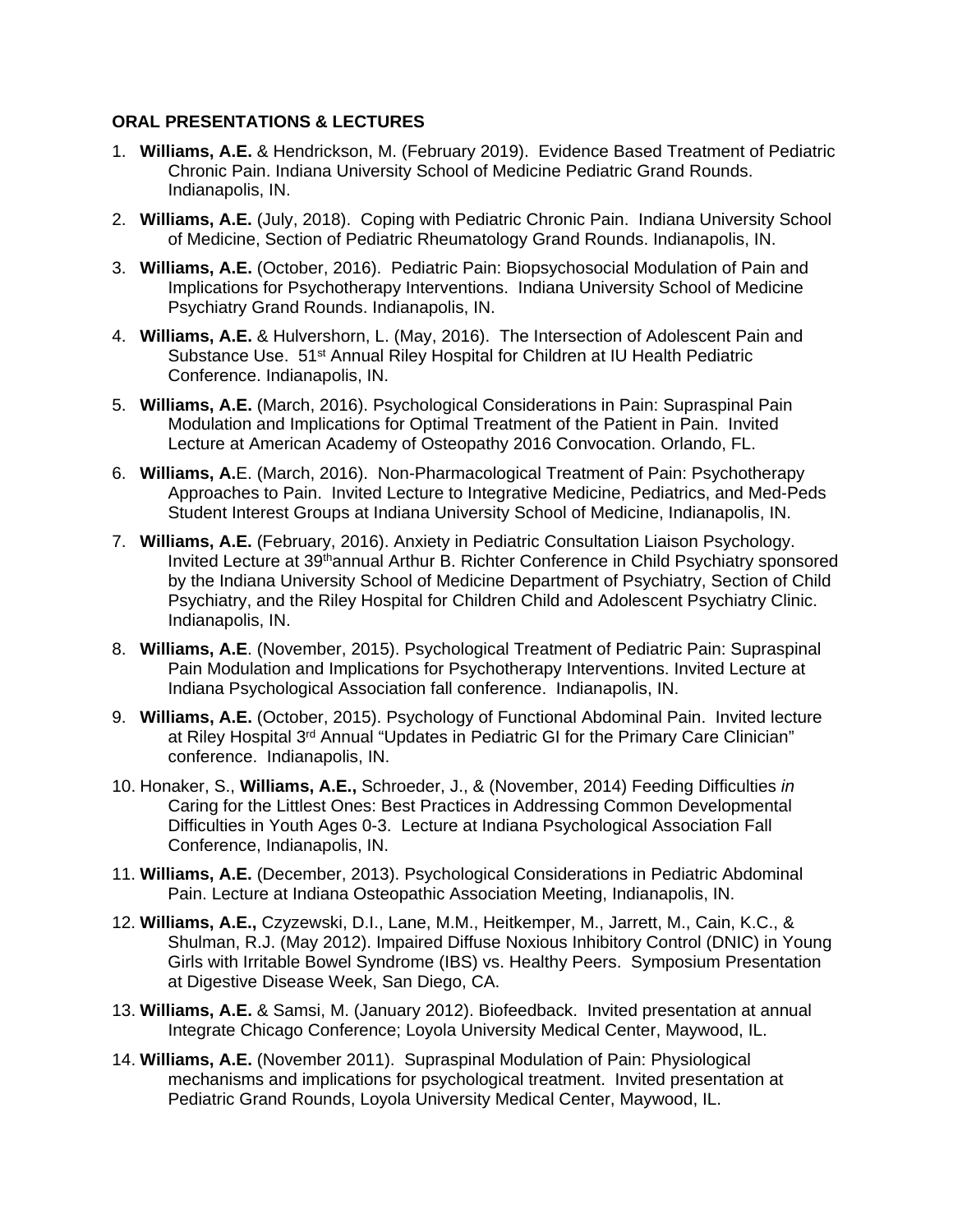**ORAL PRESENTATIONS & LECTURES**

1. **Williams, A.E.** & Hendrickson, M. (February 2019). Evidence Based Treatment of Pediatric Chronic Pain. Indiana University School of Medicine Pediatric Grand Rounds. Indianapolis, IN.
2. **Williams, A.E.** (July, 2018). Coping with Pediatric Chronic Pain. Indiana University School of Medicine, Section of Pediatric Rheumatology Grand Rounds. Indianapolis, IN.
3. **Williams, A.E.** (October, 2016). Pediatric Pain: Biopsychosocial Modulation of Pain and Implications for Psychotherapy Interventions. Indiana University School of Medicine Psychiatry Grand Rounds. Indianapolis, IN.
4. **Williams, A.E.** & Hulvershorn, L. (May, 2016). The Intersection of Adolescent Pain and Substance Use. 51st Annual Riley Hospital for Children at IU Health Pediatric Conference. Indianapolis, IN.
5. **Williams, A.E.** (March, 2016). Psychological Considerations in Pain: Supraspinal Pain Modulation and Implications for Optimal Treatment of the Patient in Pain. Invited Lecture at American Academy of Osteopathy 2016 Convocation. Orlando, FL.
6. **Williams, A.**E. (March, 2016). Non-Pharmacological Treatment of Pain: Psychotherapy Approaches to Pain. Invited Lecture to Integrative Medicine, Pediatrics, and Med-Peds Student Interest Groups at Indiana University School of Medicine, Indianapolis, IN.
7. **Williams, A.E.** (February, 2016). Anxiety in Pediatric Consultation Liaison Psychology. Invited Lecture at 39th annual Arthur B. Richter Conference in Child Psychiatry sponsored by the Indiana University School of Medicine Department of Psychiatry, Section of Child Psychiatry, and the Riley Hospital for Children Child and Adolescent Psychiatry Clinic. Indianapolis, IN.
8. **Williams, A.E**. (November, 2015). Psychological Treatment of Pediatric Pain: Supraspinal Pain Modulation and Implications for Psychotherapy Interventions. Invited Lecture at Indiana Psychological Association fall conference. Indianapolis, IN.
9. **Williams, A.E.** (October, 2015). Psychology of Functional Abdominal Pain. Invited lecture at Riley Hospital 3rd Annual "Updates in Pediatric GI for the Primary Care Clinician" conference. Indianapolis, IN.
10. Honaker, S., **Williams, A.E.,** Schroeder, J., & (November, 2014) Feeding Difficulties *in* Caring for the Littlest Ones: Best Practices in Addressing Common Developmental Difficulties in Youth Ages 0-3. Lecture at Indiana Psychological Association Fall Conference, Indianapolis, IN.
11. **Williams, A.E.** (December, 2013). Psychological Considerations in Pediatric Abdominal Pain. Lecture at Indiana Osteopathic Association Meeting, Indianapolis, IN.
12. **Williams, A.E.,** Czyzewski, D.I., Lane, M.M., Heitkemper, M., Jarrett, M., Cain, K.C., & Shulman, R.J. (May 2012). Impaired Diffuse Noxious Inhibitory Control (DNIC) in Young Girls with Irritable Bowel Syndrome (IBS) vs. Healthy Peers. Symposium Presentation at Digestive Disease Week, San Diego, CA.
13. **Williams, A.E.** & Samsi, M. (January 2012). Biofeedback. Invited presentation at annual Integrate Chicago Conference; Loyola University Medical Center, Maywood, IL.
14. **Williams, A.E.** (November 2011). Supraspinal Modulation of Pain: Physiological mechanisms and implications for psychological treatment. Invited presentation at Pediatric Grand Rounds, Loyola University Medical Center, Maywood, IL.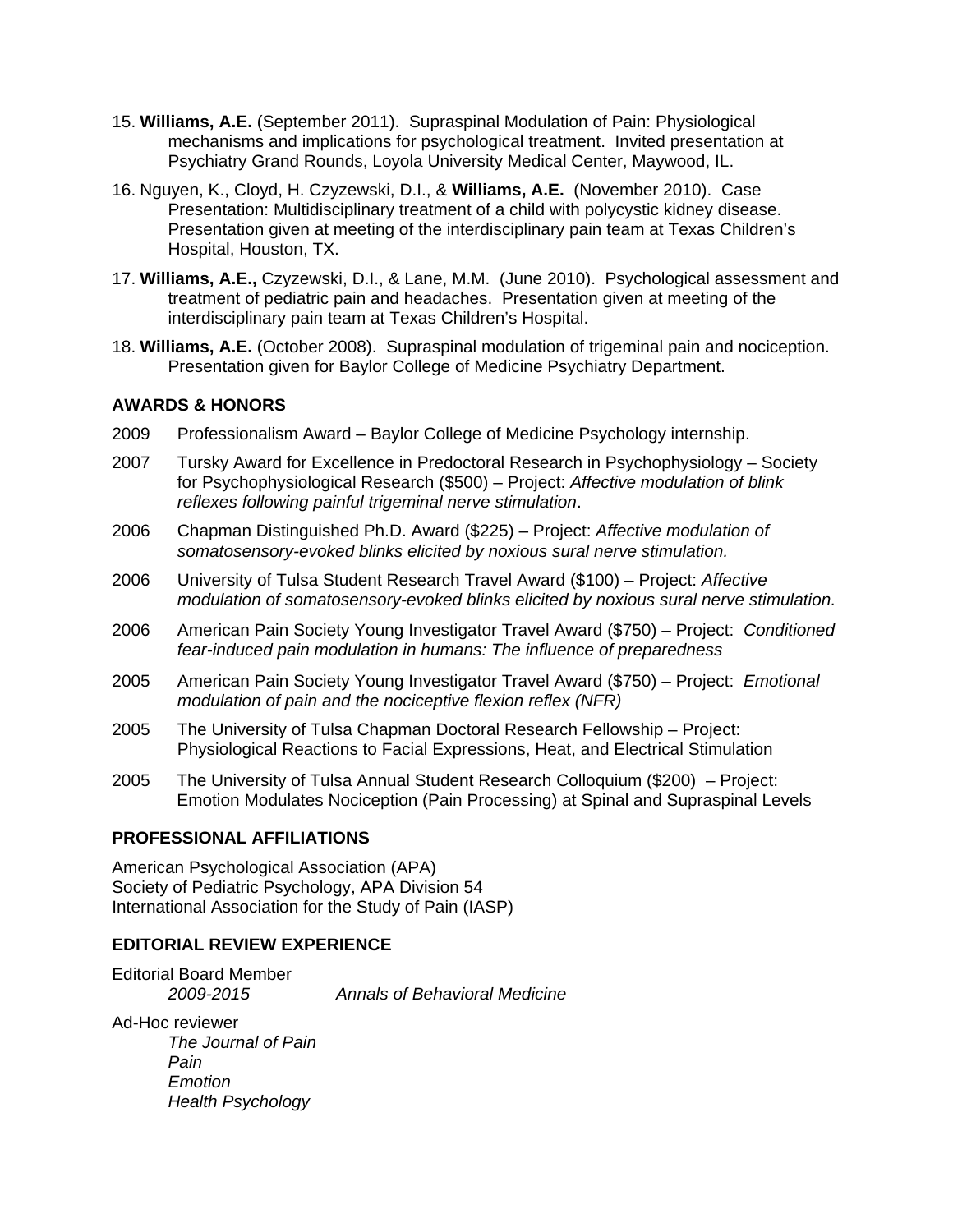15. **Williams, A.E.** (September 2011). Supraspinal Modulation of Pain: Physiological mechanisms and implications for psychological treatment. Invited presentation at Psychiatry Grand Rounds, Loyola University Medical Center, Maywood, IL.

16. Nguyen, K., Cloyd, H. Czyzewski, D.I., & **Williams, A.E.** (November 2010). Case Presentation: Multidisciplinary treatment of a child with polycystic kidney disease. Presentation given at meeting of the interdisciplinary pain team at Texas Children's Hospital, Houston, TX.

17. **Williams, A.E.,** Czyzewski, D.I., & Lane, M.M. (June 2010). Psychological assessment and treatment of pediatric pain and headaches. Presentation given at meeting of the interdisciplinary pain team at Texas Children's Hospital.

18. **Williams, A.E.** (October 2008). Supraspinal modulation of trigeminal pain and nociception. Presentation given for Baylor College of Medicine Psychiatry Department.

### AWARDS & HONORS

2009 Professionalism Award – Baylor College of Medicine Psychology internship.

2007 Tursky Award for Excellence in Predoctoral Research in Psychophysiology – Society for Psychophysiological Research ($500) – Project: *Affective modulation of blink reflexes following painful trigeminal nerve stimulation*.

2006 Chapman Distinguished Ph.D. Award ($225) – Project: *Affective modulation of somatosensory-evoked blinks elicited by noxious sural nerve stimulation.*

2006 University of Tulsa Student Research Travel Award ($100) – Project: *Affective modulation of somatosensory-evoked blinks elicited by noxious sural nerve stimulation.*

2006 American Pain Society Young Investigator Travel Award ($750) – Project: *Conditioned fear-induced pain modulation in humans: The influence of preparedness*

2005 American Pain Society Young Investigator Travel Award ($750) – Project: *Emotional modulation of pain and the nociceptive flexion reflex (NFR)*

2005 The University of Tulsa Chapman Doctoral Research Fellowship – Project: Physiological Reactions to Facial Expressions, Heat, and Electrical Stimulation

2005 The University of Tulsa Annual Student Research Colloquium ($200) – Project: Emotion Modulates Nociception (Pain Processing) at Spinal and Supraspinal Levels

### PROFESSIONAL AFFILIATIONS

American Psychological Association (APA)
Society of Pediatric Psychology, APA Division 54
International Association for the Study of Pain (IASP)

### EDITORIAL REVIEW EXPERIENCE

Editorial Board Member
*2009-2015* *Annals of Behavioral Medicine*

Ad-Hoc reviewer
*The Journal of Pain*
*Pain*
*Emotion*
*Health Psychology*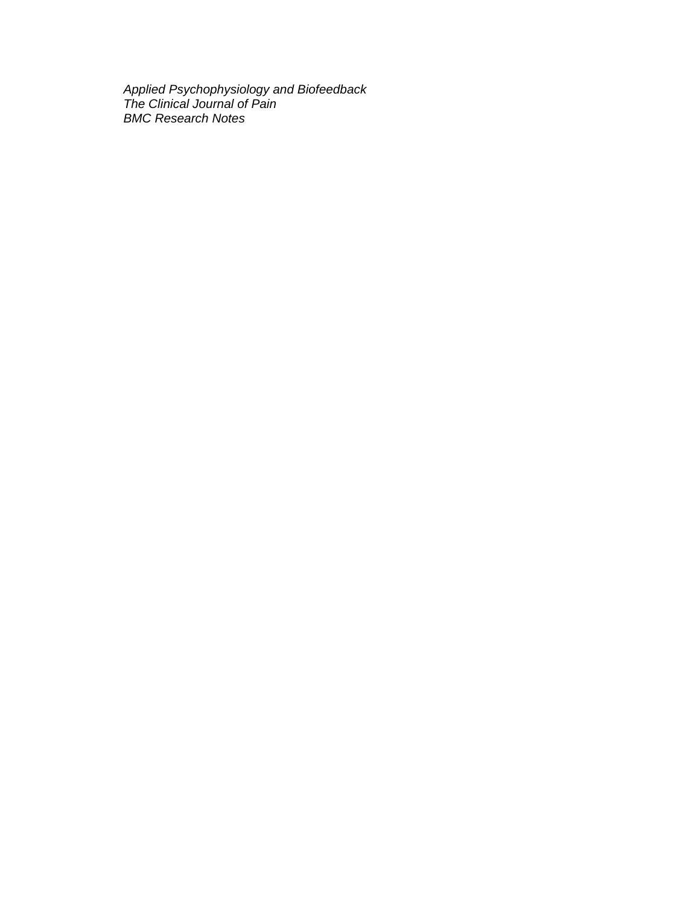*Applied Psychophysiology and Biofeedback*
*The Clinical Journal of Pain*
*BMC Research Notes*